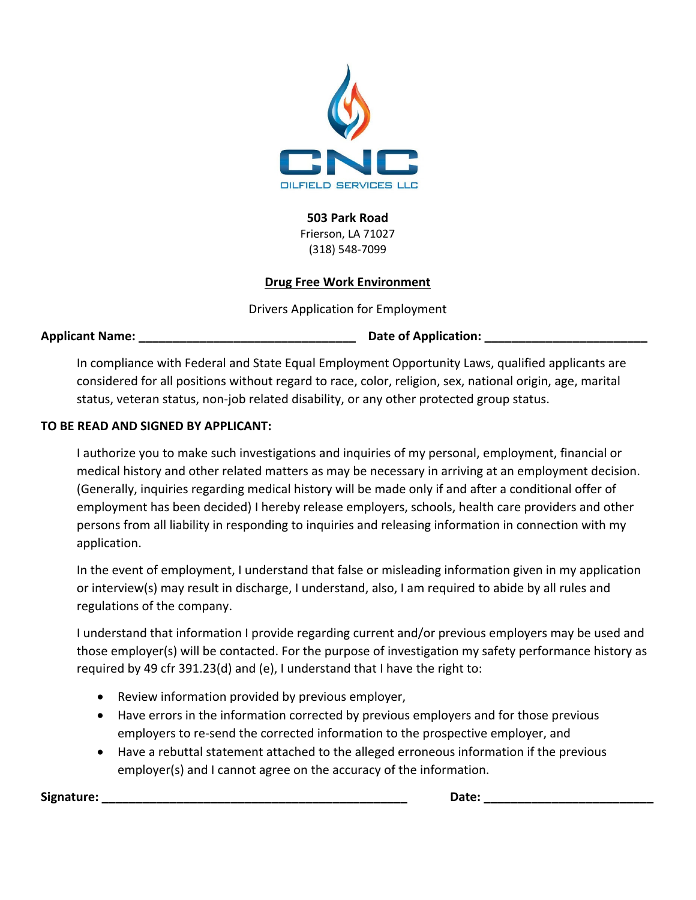CNC

OILFIELD SERVICES LLC

**503 Park Road**
Frierson, LA 71027
(318) 548-7099

**Drug Free Work Environment**

Drivers Application for Employment

**Applicant Name:** ______________________________ **Date of Application:** ______________________

In compliance with Federal and State Equal Employment Opportunity Laws, qualified applicants are considered for all positions without regard to race, color, religion, sex, national origin, age, marital status, veteran status, non-job related disability, or any other protected group status.

**TO BE READ AND SIGNED BY APPLICANT:**

I authorize you to make such investigations and inquiries of my personal, employment, financial or medical history and other related matters as may be necessary in arriving at an employment decision. (Generally, inquiries regarding medical history will be made only if and after a conditional offer of employment has been decided) I hereby release employers, schools, health care providers and other persons from all liability in responding to inquiries and releasing information in connection with my application.

In the event of employment, I understand that false or misleading information given in my application or interview(s) may result in discharge, I understand, also, I am required to abide by all rules and regulations of the company.

I understand that information I provide regarding current and/or previous employers may be used and those employer(s) will be contacted. For the purpose of investigation my safety performance history as required by 49 cfr 391.23(d) and (e), I understand that I have the right to:

- Review information provided by previous employer,
- Have errors in the information corrected by previous employers and for those previous employers to re-send the corrected information to the prospective employer, and
- Have a rebuttal statement attached to the alleged erroneous information if the previous employer(s) and I cannot agree on the accuracy of the information.

**Signature:** ____________________________________________ **Date:** ______________________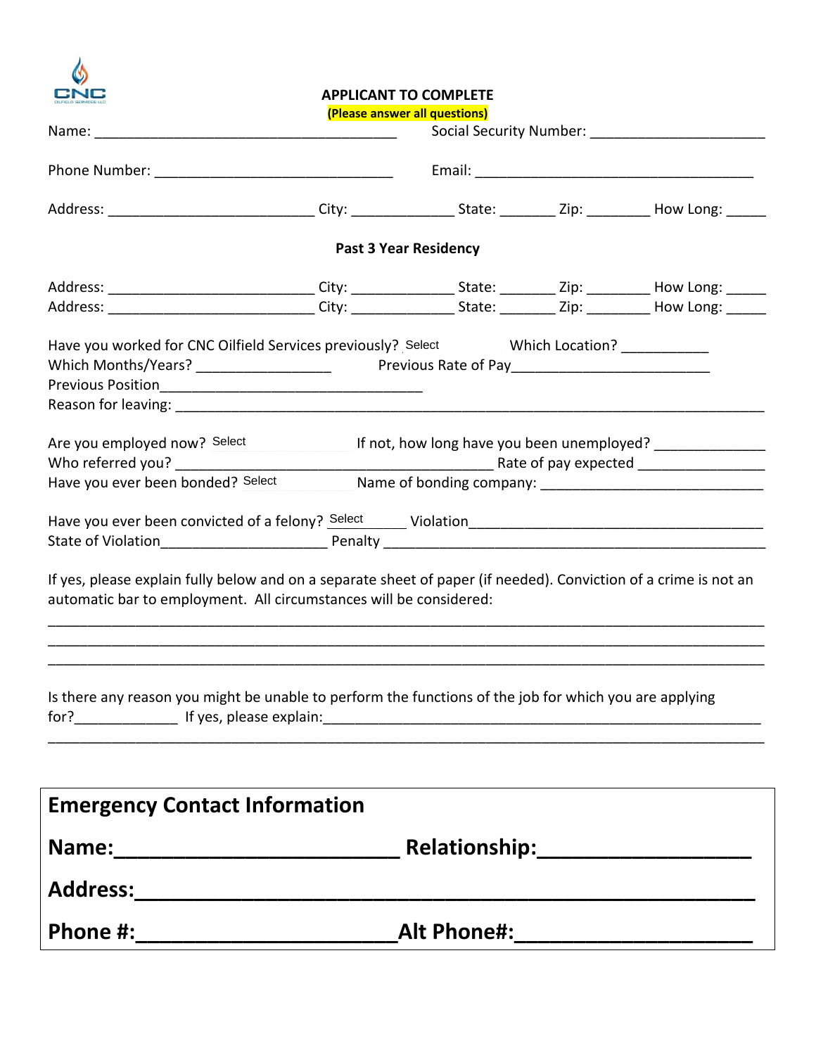**APPLICANT TO COMPLETE**

**(Please answer all questions)**

Name: ______________________________________ Social Security Number: ______________________

Phone Number: ______________________________ Email: ___________________________________

Address: __________________________ City: _____________ State: _______ Zip: ________ How Long: _____

**Past 3 Year Residency**

Address: __________________________ City: _____________ State: _______ Zip: ________ How Long: _____
Address: __________________________ City: _____________ State: _______ Zip: ________ How Long: _____

Have you worked for CNC Oilfield Services previously? Select Which Location? ___________
Which Months/Years? _________________ Previous Rate of Pay________________________
Previous Position_________________________________
Reason for leaving: _________________________________________________________________________

Are you employed now? Select If not, how long have you been unemployed? _____________
Who referred you? ________________________________________ Rate of pay expected _______________
Have you ever been bonded? Select Name of bonding company: ___________________________

Have you ever been convicted of a felony? Select Violation_____________________________________
State of Violation_____________________ Penalty ____________________________________________

If yes, please explain fully below and on a separate sheet of paper (if needed). Conviction of a crime is not an automatic bar to employment. All circumstances will be considered:

_____________________________________________________________________________________________
_____________________________________________________________________________________________
_____________________________________________________________________________________________

Is there any reason you might be unable to perform the functions of the job for which you are applying for?_____________ If yes, please explain:__________________________________________________
_____________________________________________________________________________________________

## Emergency Contact Information

**Name:________________________ Relationship:__________________**

**Address:_____________________________________________________**

**Phone #:______________________Alt Phone#:____________________**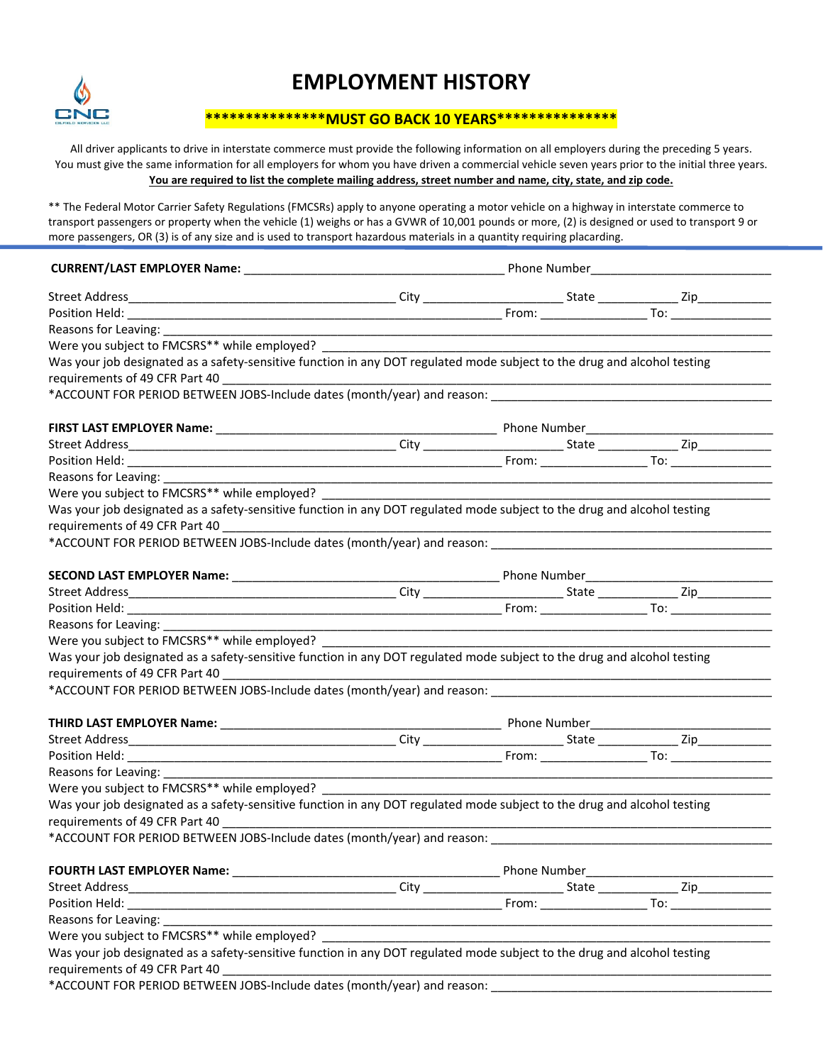# EMPLOYMENT HISTORY

**\*\*\*\*\*\*\*\*\*\*\*\*\*\*\*MUST GO BACK 10 YEARS\*\*\*\*\*\*\*\*\*\*\*\*\*\*\***

All driver applicants to drive in interstate commerce must provide the following information on all employers during the preceding 5 years. You must give the same information for all employers for whom you have driven a commercial vehicle seven years prior to the initial three years.

**<u>You are required to list the complete mailing address, street number and name, city, state, and zip code.</u>**

** The Federal Motor Carrier Safety Regulations (FMCSRs) apply to anyone operating a motor vehicle on a highway in interstate commerce to transport passengers or property when the vehicle (1) weighs or has a GVWR of 10,001 pounds or more, (2) is designed or used to transport 9 or more passengers, OR (3) is of any size and is used to transport hazardous materials in a quantity requiring placarding.

---

**CURRENT/LAST EMPLOYER Name:** ______________________________________ Phone Number__________________________

Street Address______________________________________ City ____________________ State ____________ Zip___________

Position Held: _____________________________________________________ From: _______________ To: _______________

Reasons for Leaving: _____________________________________________________________________________________

Were you subject to FMCSRS** while employed? ______________________________________________________________

Was your job designated as a safety-sensitive function in any DOT regulated mode subject to the drug and alcohol testing requirements of 49 CFR Part 40 ______________________________________________________________________________

*ACCOUNT FOR PERIOD BETWEEN JOBS-Include dates (month/year) and reason: __________________________________________

**FIRST LAST EMPLOYER Name:** ______________________________________ Phone Number__________________________

Street Address______________________________________ City ____________________ State ____________ Zip___________

Position Held: _____________________________________________________ From: _______________ To: _______________

Reasons for Leaving: _____________________________________________________________________________________

Were you subject to FMCSRS** while employed? ______________________________________________________________

Was your job designated as a safety-sensitive function in any DOT regulated mode subject to the drug and alcohol testing requirements of 49 CFR Part 40 ______________________________________________________________________________

*ACCOUNT FOR PERIOD BETWEEN JOBS-Include dates (month/year) and reason: __________________________________________

**SECOND LAST EMPLOYER Name:** ______________________________________ Phone Number__________________________

Street Address______________________________________ City ____________________ State ____________ Zip___________

Position Held: _____________________________________________________ From: _______________ To: _______________

Reasons for Leaving: _____________________________________________________________________________________

Were you subject to FMCSRS** while employed? ______________________________________________________________

Was your job designated as a safety-sensitive function in any DOT regulated mode subject to the drug and alcohol testing requirements of 49 CFR Part 40 ______________________________________________________________________________

*ACCOUNT FOR PERIOD BETWEEN JOBS-Include dates (month/year) and reason: __________________________________________

**THIRD LAST EMPLOYER Name:** ______________________________________ Phone Number__________________________

Street Address______________________________________ City ____________________ State ____________ Zip___________

Position Held: _____________________________________________________ From: _______________ To: _______________

Reasons for Leaving: _____________________________________________________________________________________

Were you subject to FMCSRS** while employed? ______________________________________________________________

Was your job designated as a safety-sensitive function in any DOT regulated mode subject to the drug and alcohol testing requirements of 49 CFR Part 40 ______________________________________________________________________________

*ACCOUNT FOR PERIOD BETWEEN JOBS-Include dates (month/year) and reason: __________________________________________

**FOURTH LAST EMPLOYER Name:** ______________________________________ Phone Number__________________________

Street Address______________________________________ City ____________________ State ____________ Zip___________

Position Held: _____________________________________________________ From: _______________ To: _______________

Reasons for Leaving: _____________________________________________________________________________________

Were you subject to FMCSRS** while employed? ______________________________________________________________

Was your job designated as a safety-sensitive function in any DOT regulated mode subject to the drug and alcohol testing requirements of 49 CFR Part 40 ______________________________________________________________________________

*ACCOUNT FOR PERIOD BETWEEN JOBS-Include dates (month/year) and reason: __________________________________________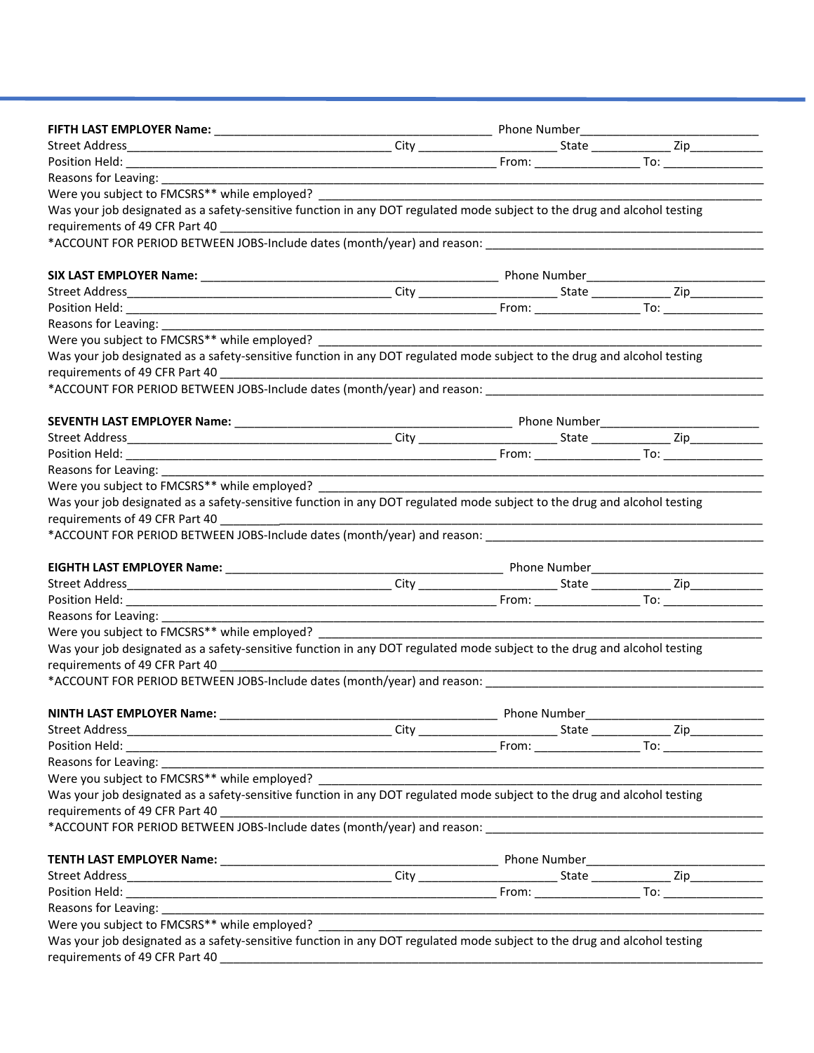**FIFTH LAST EMPLOYER Name:** ___________________________________________ Phone Number____________________________

Street Address_________________________________________ City _____________________ State ____________ Zip___________

Position Held: _________________________________________________________ From: ________________ To: _______________

Reasons for Leaving: _____________________________________________________________________________________________

Were you subject to FMCSRS** while employed? ____________________________________________________________________

Was your job designated as a safety-sensitive function in any DOT regulated mode subject to the drug and alcohol testing requirements of 49 CFR Part 40 ______________________________________________________________________________

*ACCOUNT FOR PERIOD BETWEEN JOBS-Include dates (month/year) and reason: ___________________________________________

**SIX LAST EMPLOYER Name:** _____________________________________________ Phone Number____________________________

Street Address_________________________________________ City _____________________ State ____________ Zip___________

Position Held: _________________________________________________________ From: ________________ To: _______________

Reasons for Leaving: _____________________________________________________________________________________________

Were you subject to FMCSRS** while employed? ____________________________________________________________________

Was your job designated as a safety-sensitive function in any DOT regulated mode subject to the drug and alcohol testing requirements of 49 CFR Part 40 ______________________________________________________________________________

*ACCOUNT FOR PERIOD BETWEEN JOBS-Include dates (month/year) and reason: ___________________________________________

**SEVENTH LAST EMPLOYER Name:** ___________________________________________ Phone Number_________________________

Street Address_________________________________________ City _____________________ State ____________ Zip___________

Position Held: _________________________________________________________ From: ________________ To: _______________

Reasons for Leaving: _____________________________________________________________________________________________

Were you subject to FMCSRS** while employed? ____________________________________________________________________

Was your job designated as a safety-sensitive function in any DOT regulated mode subject to the drug and alcohol testing requirements of 49 CFR Part 40 ______________________________________________________________________________

*ACCOUNT FOR PERIOD BETWEEN JOBS-Include dates (month/year) and reason: ___________________________________________

**EIGHTH LAST EMPLOYER Name:** ___________________________________________ Phone Number___________________________

Street Address_________________________________________ City _____________________ State ____________ Zip___________

Position Held: _________________________________________________________ From: ________________ To: _______________

Reasons for Leaving: _____________________________________________________________________________________________

Were you subject to FMCSRS** while employed? ____________________________________________________________________

Was your job designated as a safety-sensitive function in any DOT regulated mode subject to the drug and alcohol testing requirements of 49 CFR Part 40 ______________________________________________________________________________

*ACCOUNT FOR PERIOD BETWEEN JOBS-Include dates (month/year) and reason: ___________________________________________

**NINTH LAST EMPLOYER Name:** ___________________________________________ Phone Number____________________________

Street Address_________________________________________ City _____________________ State ____________ Zip___________

Position Held: _________________________________________________________ From: ________________ To: _______________

Reasons for Leaving: _____________________________________________________________________________________________

Were you subject to FMCSRS** while employed? ____________________________________________________________________

Was your job designated as a safety-sensitive function in any DOT regulated mode subject to the drug and alcohol testing requirements of 49 CFR Part 40 ______________________________________________________________________________

*ACCOUNT FOR PERIOD BETWEEN JOBS-Include dates (month/year) and reason: ___________________________________________

**TENTH LAST EMPLOYER Name:** ___________________________________________ Phone Number____________________________

Street Address_________________________________________ City _____________________ State ____________ Zip___________

Position Held: _________________________________________________________ From: ________________ To: _______________

Reasons for Leaving: _____________________________________________________________________________________________

Were you subject to FMCSRS** while employed? ____________________________________________________________________

Was your job designated as a safety-sensitive function in any DOT regulated mode subject to the drug and alcohol testing requirements of 49 CFR Part 40 ______________________________________________________________________________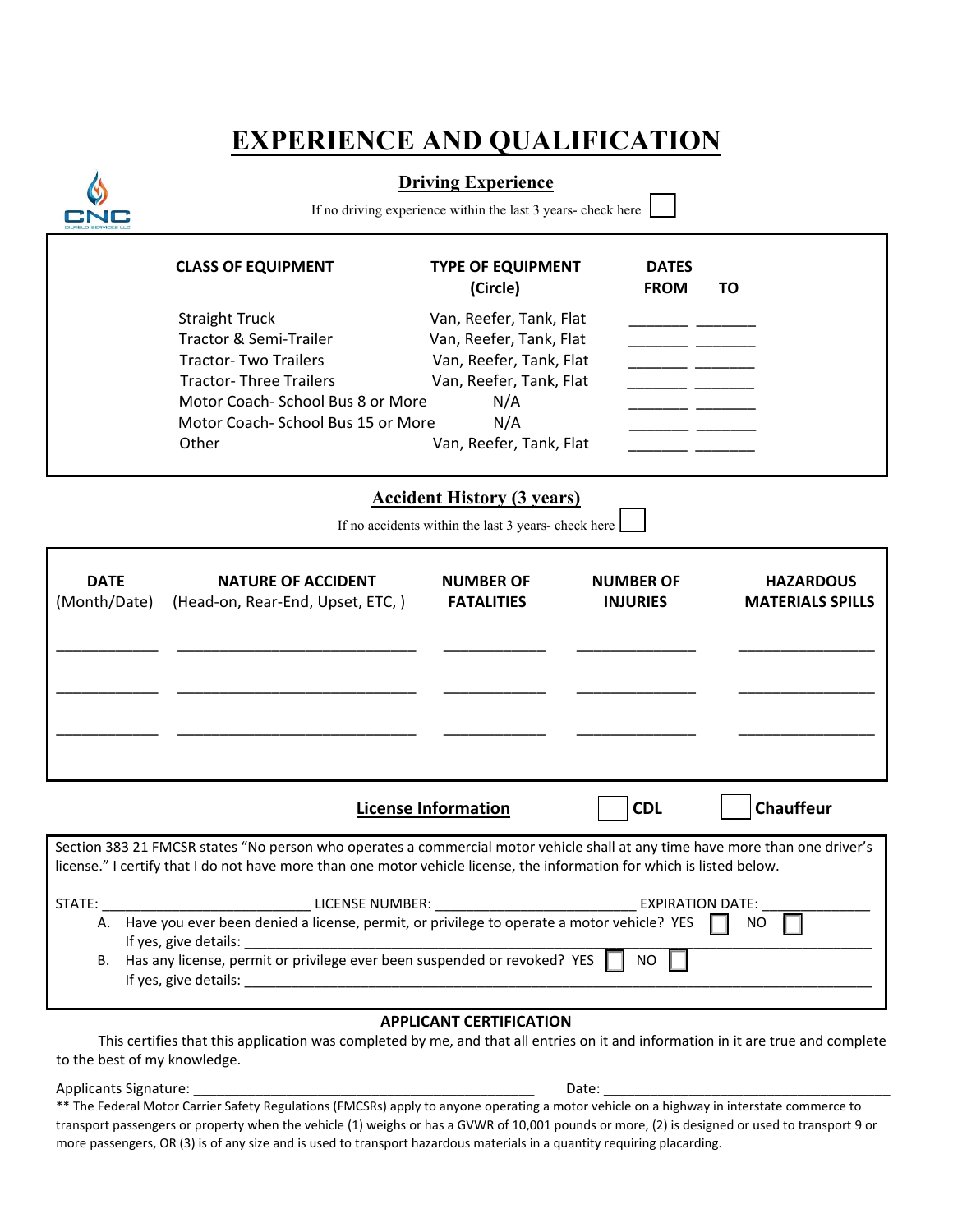# EXPERIENCE AND QUALIFICATION

## Driving Experience

If no driving experience within the last 3 years- check here ☐

| CLASS OF EQUIPMENT | TYPE OF EQUIPMENT (Circle) | DATES FROM | TO |
|---|---|---|---|
| Straight Truck | Van, Reefer, Tank, Flat | _______ | _______ |
| Tractor & Semi-Trailer | Van, Reefer, Tank, Flat | _______ | _______ |
| Tractor- Two Trailers | Van, Reefer, Tank, Flat | _______ | _______ |
| Tractor- Three Trailers | Van, Reefer, Tank, Flat | _______ | _______ |
| Motor Coach- School Bus 8 or More | N/A | _______ | _______ |
| Motor Coach- School Bus 15 or More | N/A | _______ | _______ |
| Other | Van, Reefer, Tank, Flat | _______ | _______ |

## Accident History (3 years)

If no accidents within the last 3 years- check here ☐

| DATE (Month/Date) | NATURE OF ACCIDENT (Head-on, Rear-End, Upset, ETC, ) | NUMBER OF FATALITIES | NUMBER OF INJURIES | HAZARDOUS MATERIALS SPILLS |
|---|---|---|---|---|
| ____________ | ____________________________ | ____________ | ______________ | ________________ |
| ____________ | ____________________________ | ____________ | ______________ | ________________ |
| ____________ | ____________________________ | ____________ | ______________ | ________________ |

**License Information** ☐ **CDL** ☐ **Chauffeur**

Section 383 21 FMCSR states "No person who operates a commercial motor vehicle shall at any time have more than one driver's license." I certify that I do not have more than one motor vehicle license, the information for which is listed below.

STATE: __________________________ LICENSE NUMBER: __________________________ EXPIRATION DATE: ______________

A. Have you ever been denied a license, permit, or privilege to operate a motor vehicle? YES ☐ NO ☐
   If yes, give details: ____________________________________________________________________________
B. Has any license, permit or privilege ever been suspended or revoked? YES ☐ NO ☐
   If yes, give details: ____________________________________________________________________________

**APPLICANT CERTIFICATION**

This certifies that this application was completed by me, and that all entries on it and information in it are true and complete to the best of my knowledge.

Applicants Signature: ____________________________________________ Date: ______________________________________

** The Federal Motor Carrier Safety Regulations (FMCSRs) apply to anyone operating a motor vehicle on a highway in interstate commerce to transport passengers or property when the vehicle (1) weighs or has a GVWR of 10,001 pounds or more, (2) is designed or used to transport 9 or more passengers, OR (3) is of any size and is used to transport hazardous materials in a quantity requiring placarding.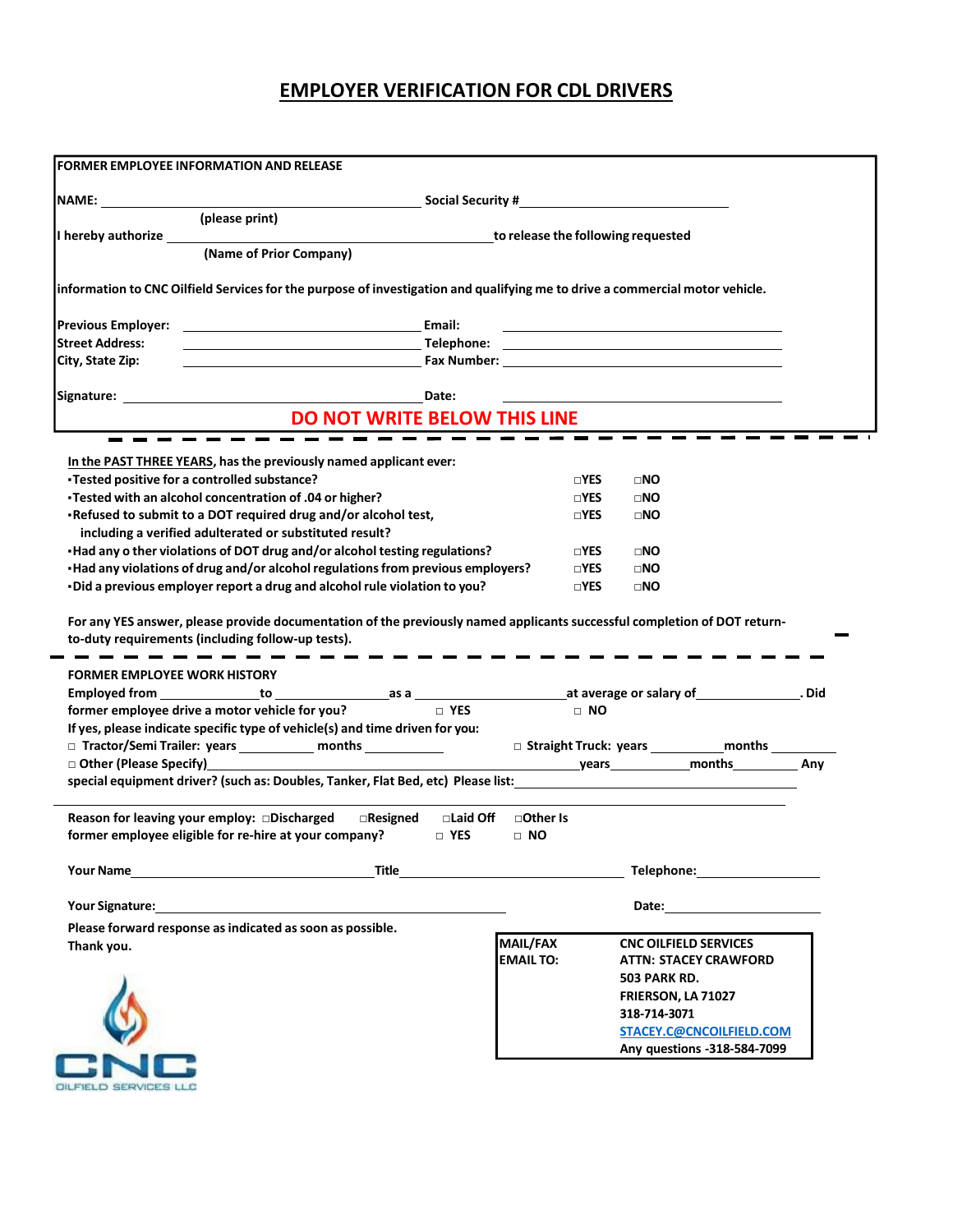# EMPLOYER VERIFICATION FOR CDL DRIVERS

**FORMER EMPLOYEE INFORMATION AND RELEASE**

**NAME:** ______________________________ **Social Security #** ____________________

(please print)

**I hereby authorize** ______________________________ **to release the following requested**

(Name of Prior Company)

**information to CNC Oilfield Services for the purpose of investigation and qualifying me to drive a commercial motor vehicle.**

**Previous Employer:** ______________________ **Email:** ______________________

**Street Address:** ______________________ **Telephone:** ______________________

**City, State Zip:** ______________________ **Fax Number:** ______________________

**Signature:** ______________________ **Date:** ______________________

**DO NOT WRITE BELOW THIS LINE**

---

**In the PAST THREE YEARS, has the previously named applicant ever:**

| | | |
|---|---|---|
| ▪Tested positive for a controlled substance? | □YES | □NO |
| ▪Tested with an alcohol concentration of .04 or higher? | □YES | □NO |
| ▪Refused to submit to a DOT required drug and/or alcohol test, including a verified adulterated or substituted result? | □YES | □NO |
| ▪Had any o ther violations of DOT drug and/or alcohol testing regulations? | □YES | □NO |
| ▪Had any violations of drug and/or alcohol regulations from previous employers? | □YES | □NO |
| ▪Did a previous employer report a drug and alcohol rule violation to you? | □YES | □NO |

**For any YES answer, please provide documentation of the previously named applicants successful completion of DOT return-to-duty requirements (including follow-up tests).**

---

**FORMER EMPLOYEE WORK HISTORY**

**Employed from** __________ **to** __________ **as a** ______________ **at average or salary of** __________ **. Did former employee drive a motor vehicle for you?** □ YES □ NO

**If yes, please indicate specific type of vehicle(s) and time driven for you:**

□ **Tractor/Semi Trailer: years** ________ **months** ________ □ **Straight Truck: years** ________ **months** ________

□ **Other (Please Specify)** ______________________ **years** ________ **months** ________ **Any special equipment driver? (such as: Doubles, Tanker, Flat Bed, etc) Please list:** ______________________

**Reason for leaving your employ:** □**Discharged** □**Resigned** □**Laid Off** □**Other Is former employee eligible for re-hire at your company?** □ **YES** □ **NO**

**Your Name** ______________________ **Title** ______________________ **Telephone:** ______________

**Your Signature:** ______________________ **Date:** ______________

**Please forward response as indicated as soon as possible.**

**Thank you.**

| | |
|---|---|
| **MAIL/FAX EMAIL TO:** | **CNC OILFIELD SERVICES**<br>**ATTN: STACEY CRAWFORD**<br>**503 PARK RD.**<br>**FRIERSON, LA 71027**<br>**318-714-3071**<br>**STACEY.C@CNCOILFIELD.COM**<br>**Any questions -318-584-7099** |

CNC OILFIELD SERVICES LLC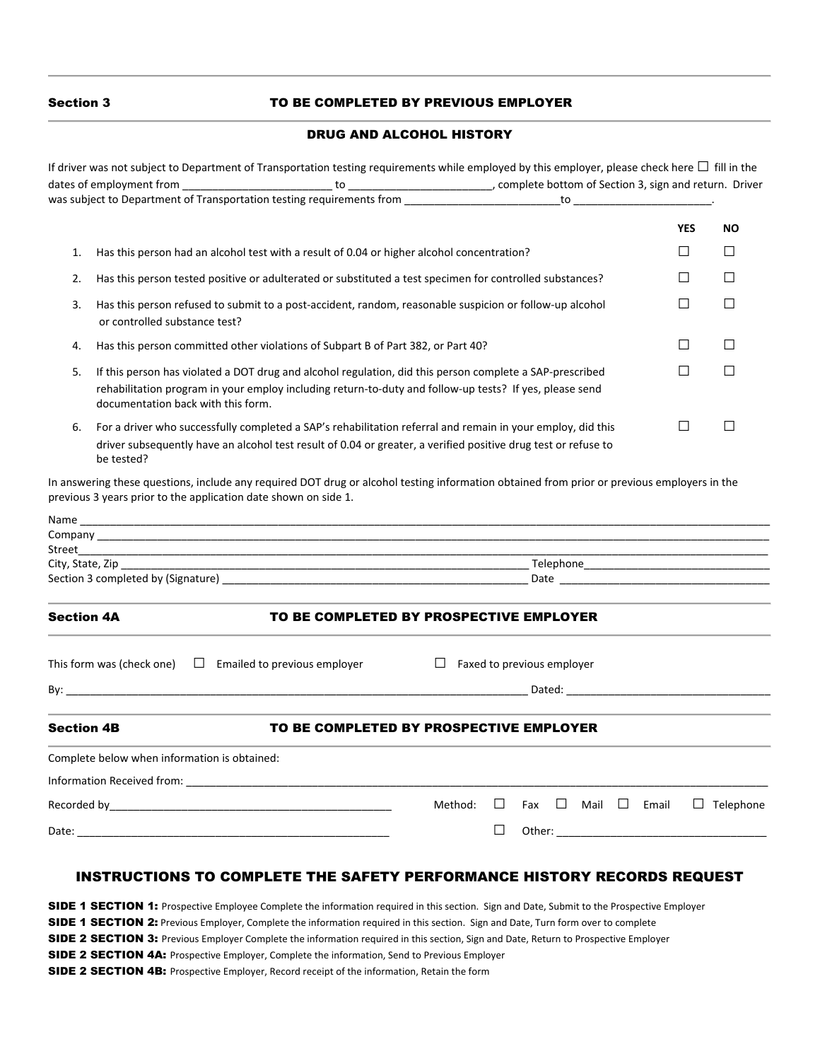**Section 3** **TO BE COMPLETED BY PREVIOUS EMPLOYER**

**DRUG AND ALCOHOL HISTORY**

If driver was not subject to Department of Transportation testing requirements while employed by this employer, please check here ☐ fill in the dates of employment from ________________________ to _______________________, complete bottom of Section 3, sign and return. Driver was subject to Department of Transportation testing requirements from __________________________to _______________________.

| | | YES | NO |
|---|---|---|---|
| 1. | Has this person had an alcohol test with a result of 0.04 or higher alcohol concentration? | ☐ | ☐ |
| 2. | Has this person tested positive or adulterated or substituted a test specimen for controlled substances? | ☐ | ☐ |
| 3. | Has this person refused to submit to a post-accident, random, reasonable suspicion or follow-up alcohol or controlled substance test? | ☐ | ☐ |
| 4. | Has this person committed other violations of Subpart B of Part 382, or Part 40? | ☐ | ☐ |
| 5. | If this person has violated a DOT drug and alcohol regulation, did this person complete a SAP-prescribed rehabilitation program in your employ including return-to-duty and follow-up tests? If yes, please send documentation back with this form. | ☐ | ☐ |
| 6. | For a driver who successfully completed a SAP's rehabilitation referral and remain in your employ, did this driver subsequently have an alcohol test result of 0.04 or greater, a verified positive drug test or refuse to be tested? | ☐ | ☐ |

In answering these questions, include any required DOT drug or alcohol testing information obtained from prior or previous employers in the previous 3 years prior to the application date shown on side 1.

Name ______________________________________________________________________________

Company ____________________________________________________________________________

Street________________________________________________________________________________

City, State, Zip ______________________________________________ Telephone_____________________

Section 3 completed by (Signature) ___________________________________ Date _______________________

**Section 4A** **TO BE COMPLETED BY PROSPECTIVE EMPLOYER**

This form was (check one) ☐ Emailed to previous employer ☐ Faxed to previous employer

By: ____________________________________________________________ Dated: _____________________________

**Section 4B** **TO BE COMPLETED BY PROSPECTIVE EMPLOYER**

Complete below when information is obtained:

Information Received from: ________________________________________________________________________

Recorded by_______________________________________ Method: ☐ Fax ☐ Mail ☐ Email ☐ Telephone

Date: ___________________________________________ ☐ Other: ______________________________

## INSTRUCTIONS TO COMPLETE THE SAFETY PERFORMANCE HISTORY RECORDS REQUEST

**SIDE 1 SECTION 1:** Prospective Employee Complete the information required in this section. Sign and Date, Submit to the Prospective Employer

**SIDE 1 SECTION 2:** Previous Employer, Complete the information required in this section. Sign and Date, Turn form over to complete

**SIDE 2 SECTION 3:** Previous Employer Complete the information required in this section, Sign and Date, Return to Prospective Employer

**SIDE 2 SECTION 4A:** Prospective Employer, Complete the information, Send to Previous Employer

**SIDE 2 SECTION 4B:** Prospective Employer, Record receipt of the information, Retain the form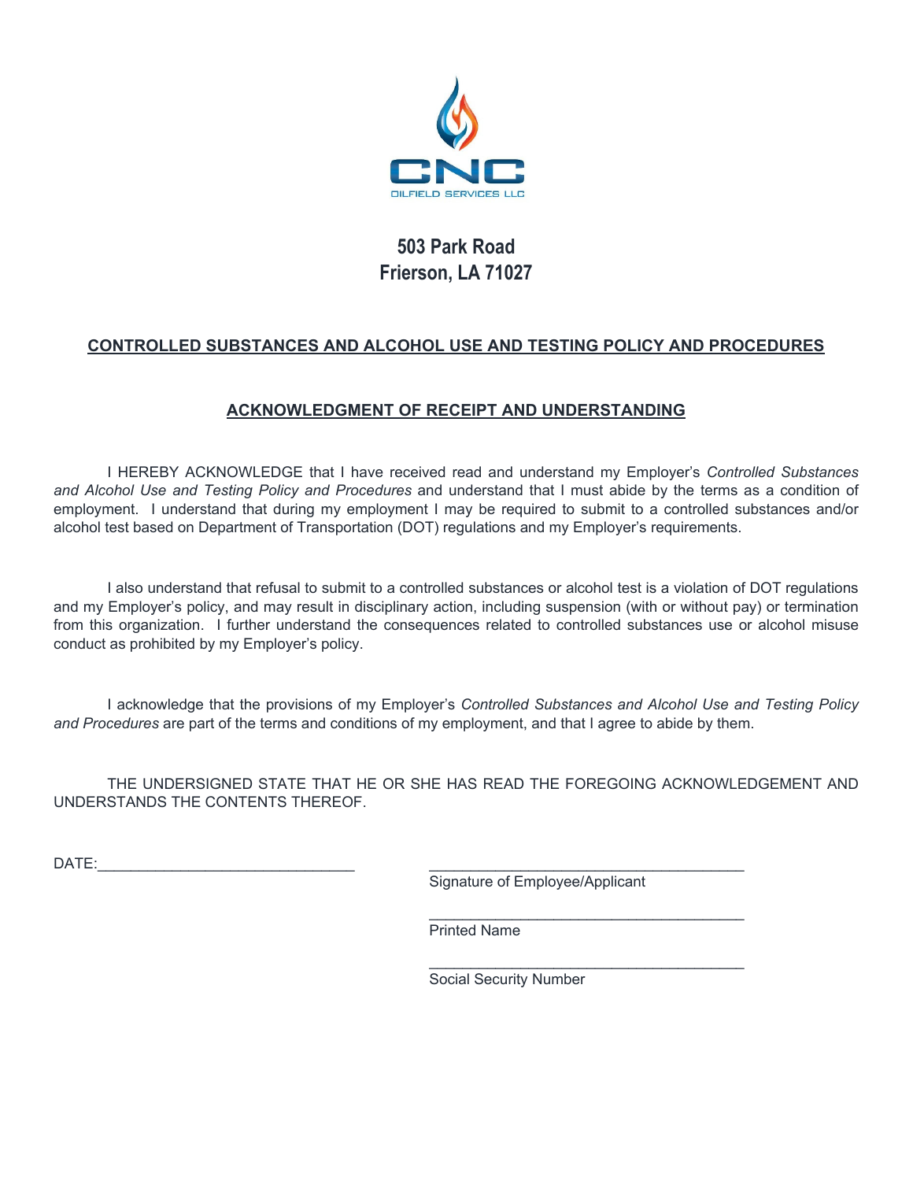CNC

OILFIELD SERVICES LLC

**503 Park Road**
**Frierson, LA 71027**

## CONTROLLED SUBSTANCES AND ALCOHOL USE AND TESTING POLICY AND PROCEDURES

## ACKNOWLEDGMENT OF RECEIPT AND UNDERSTANDING

I HEREBY ACKNOWLEDGE that I have received read and understand my Employer's *Controlled Substances and Alcohol Use and Testing Policy and Procedures* and understand that I must abide by the terms as a condition of employment. I understand that during my employment I may be required to submit to a controlled substances and/or alcohol test based on Department of Transportation (DOT) regulations and my Employer's requirements.

I also understand that refusal to submit to a controlled substances or alcohol test is a violation of DOT regulations and my Employer's policy, and may result in disciplinary action, including suspension (with or without pay) or termination from this organization. I further understand the consequences related to controlled substances use or alcohol misuse conduct as prohibited by my Employer's policy.

I acknowledge that the provisions of my Employer's *Controlled Substances and Alcohol Use and Testing Policy and Procedures* are part of the terms and conditions of my employment, and that I agree to abide by them.

THE UNDERSIGNED STATE THAT HE OR SHE HAS READ THE FOREGOING ACKNOWLEDGEMENT AND UNDERSTANDS THE CONTENTS THEREOF.

DATE:______________________________

______________________________________
Signature of Employee/Applicant

______________________________________
Printed Name

______________________________________
Social Security Number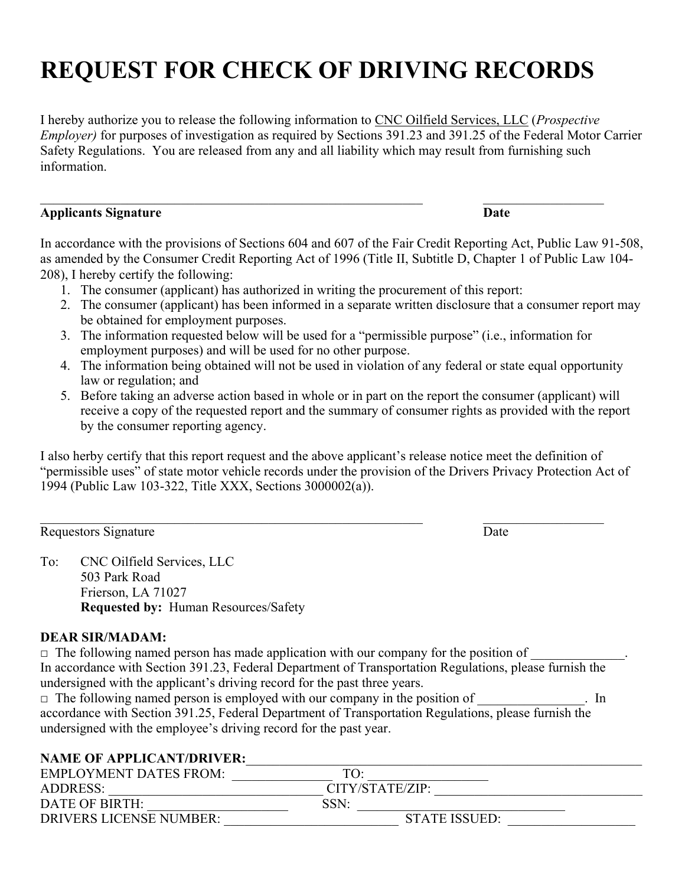# REQUEST FOR CHECK OF DRIVING RECORDS

I hereby authorize you to release the following information to CNC Oilfield Services, LLC (*Prospective Employer)* for purposes of investigation as required by Sections 391.23 and 391.25 of the Federal Motor Carrier Safety Regulations. You are released from any and all liability which may result from furnishing such information.

\_\_\_\_\_\_\_\_\_\_\_\_\_\_\_\_\_\_\_\_\_\_\_\_\_\_\_\_\_\_\_\_\_\_\_\_\_\_\_\_\_\_\_\_\_\_\_\_\_\_\_\_\_\_ \_\_\_\_\_\_\_\_\_\_\_\_\_\_\_\_\_\_

**Applicants Signature** **Date**

In accordance with the provisions of Sections 604 and 607 of the Fair Credit Reporting Act, Public Law 91-508, as amended by the Consumer Credit Reporting Act of 1996 (Title II, Subtitle D, Chapter 1 of Public Law 104-208), I hereby certify the following:

1. The consumer (applicant) has authorized in writing the procurement of this report:
2. The consumer (applicant) has been informed in a separate written disclosure that a consumer report may be obtained for employment purposes.
3. The information requested below will be used for a "permissible purpose" (i.e., information for employment purposes) and will be used for no other purpose.
4. The information being obtained will not be used in violation of any federal or state equal opportunity law or regulation; and
5. Before taking an adverse action based in whole or in part on the report the consumer (applicant) will receive a copy of the requested report and the summary of consumer rights as provided with the report by the consumer reporting agency.

I also herby certify that this report request and the above applicant's release notice meet the definition of "permissible uses" of state motor vehicle records under the provision of the Drivers Privacy Protection Act of 1994 (Public Law 103-322, Title XXX, Sections 3000002(a)).

\_\_\_\_\_\_\_\_\_\_\_\_\_\_\_\_\_\_\_\_\_\_\_\_\_\_\_\_\_\_\_\_\_\_\_\_\_\_\_\_\_\_\_\_\_\_\_\_\_\_\_\_\_\_ \_\_\_\_\_\_\_\_\_\_\_\_\_\_\_\_\_\_

Requestors Signature Date

To: CNC Oilfield Services, LLC
503 Park Road
Frierson, LA 71027
**Requested by:** Human Resources/Safety

**DEAR SIR/MADAM:**

□ The following named person has made application with our company for the position of \_\_\_\_\_\_\_\_\_\_\_\_\_\_. In accordance with Section 391.23, Federal Department of Transportation Regulations, please furnish the undersigned with the applicant's driving record for the past three years.

□ The following named person is employed with our company in the position of \_\_\_\_\_\_\_\_\_\_\_\_\_\_\_\_. In accordance with Section 391.25, Federal Department of Transportation Regulations, please furnish the undersigned with the employee's driving record for the past year.

**NAME OF APPLICANT/DRIVER:**\_\_\_\_\_\_\_\_\_\_\_\_\_\_\_\_\_\_\_\_\_\_\_\_\_\_\_\_\_\_\_\_\_\_\_\_\_\_\_\_\_\_\_\_\_\_\_\_\_\_\_\_

EMPLOYMENT DATES FROM: \_\_\_\_\_\_\_\_\_\_\_\_\_\_\_ TO: \_\_\_\_\_\_\_\_\_\_\_\_\_\_\_\_\_\_

ADDRESS: \_\_\_\_\_\_\_\_\_\_\_\_\_\_\_\_\_\_\_\_\_\_\_\_\_\_\_\_\_\_\_\_\_ CITY/STATE/ZIP: \_\_\_\_\_\_\_\_\_\_\_\_\_\_\_\_\_\_\_\_\_\_\_\_\_\_\_\_\_\_\_

DATE OF BIRTH: \_\_\_\_\_\_\_\_\_\_\_\_\_\_\_\_\_\_\_\_\_ SSN: \_\_\_\_\_\_\_\_\_\_\_\_\_\_\_\_\_\_\_\_\_\_\_\_\_\_\_\_\_\_\_

DRIVERS LICENSE NUMBER: \_\_\_\_\_\_\_\_\_\_\_\_\_\_\_\_\_\_\_\_\_\_\_\_\_\_ STATE ISSUED: \_\_\_\_\_\_\_\_\_\_\_\_\_\_\_\_\_\_\_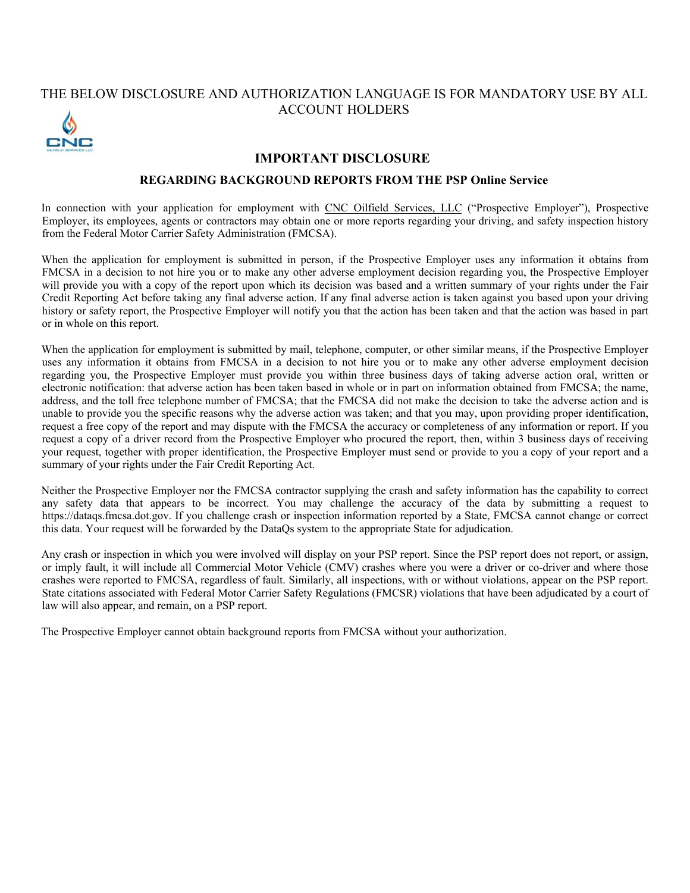THE BELOW DISCLOSURE AND AUTHORIZATION LANGUAGE IS FOR MANDATORY USE BY ALL ACCOUNT HOLDERS

## IMPORTANT DISCLOSURE

### REGARDING BACKGROUND REPORTS FROM THE PSP Online Service

In connection with your application for employment with CNC Oilfield Services, LLC ("Prospective Employer"), Prospective Employer, its employees, agents or contractors may obtain one or more reports regarding your driving, and safety inspection history from the Federal Motor Carrier Safety Administration (FMCSA).

When the application for employment is submitted in person, if the Prospective Employer uses any information it obtains from FMCSA in a decision to not hire you or to make any other adverse employment decision regarding you, the Prospective Employer will provide you with a copy of the report upon which its decision was based and a written summary of your rights under the Fair Credit Reporting Act before taking any final adverse action. If any final adverse action is taken against you based upon your driving history or safety report, the Prospective Employer will notify you that the action has been taken and that the action was based in part or in whole on this report.

When the application for employment is submitted by mail, telephone, computer, or other similar means, if the Prospective Employer uses any information it obtains from FMCSA in a decision to not hire you or to make any other adverse employment decision regarding you, the Prospective Employer must provide you within three business days of taking adverse action oral, written or electronic notification: that adverse action has been taken based in whole or in part on information obtained from FMCSA; the name, address, and the toll free telephone number of FMCSA; that the FMCSA did not make the decision to take the adverse action and is unable to provide you the specific reasons why the adverse action was taken; and that you may, upon providing proper identification, request a free copy of the report and may dispute with the FMCSA the accuracy or completeness of any information or report. If you request a copy of a driver record from the Prospective Employer who procured the report, then, within 3 business days of receiving your request, together with proper identification, the Prospective Employer must send or provide to you a copy of your report and a summary of your rights under the Fair Credit Reporting Act.

Neither the Prospective Employer nor the FMCSA contractor supplying the crash and safety information has the capability to correct any safety data that appears to be incorrect. You may challenge the accuracy of the data by submitting a request to https://dataqs.fmcsa.dot.gov. If you challenge crash or inspection information reported by a State, FMCSA cannot change or correct this data. Your request will be forwarded by the DataQs system to the appropriate State for adjudication.

Any crash or inspection in which you were involved will display on your PSP report. Since the PSP report does not report, or assign, or imply fault, it will include all Commercial Motor Vehicle (CMV) crashes where you were a driver or co-driver and where those crashes were reported to FMCSA, regardless of fault. Similarly, all inspections, with or without violations, appear on the PSP report. State citations associated with Federal Motor Carrier Safety Regulations (FMCSR) violations that have been adjudicated by a court of law will also appear, and remain, on a PSP report.

The Prospective Employer cannot obtain background reports from FMCSA without your authorization.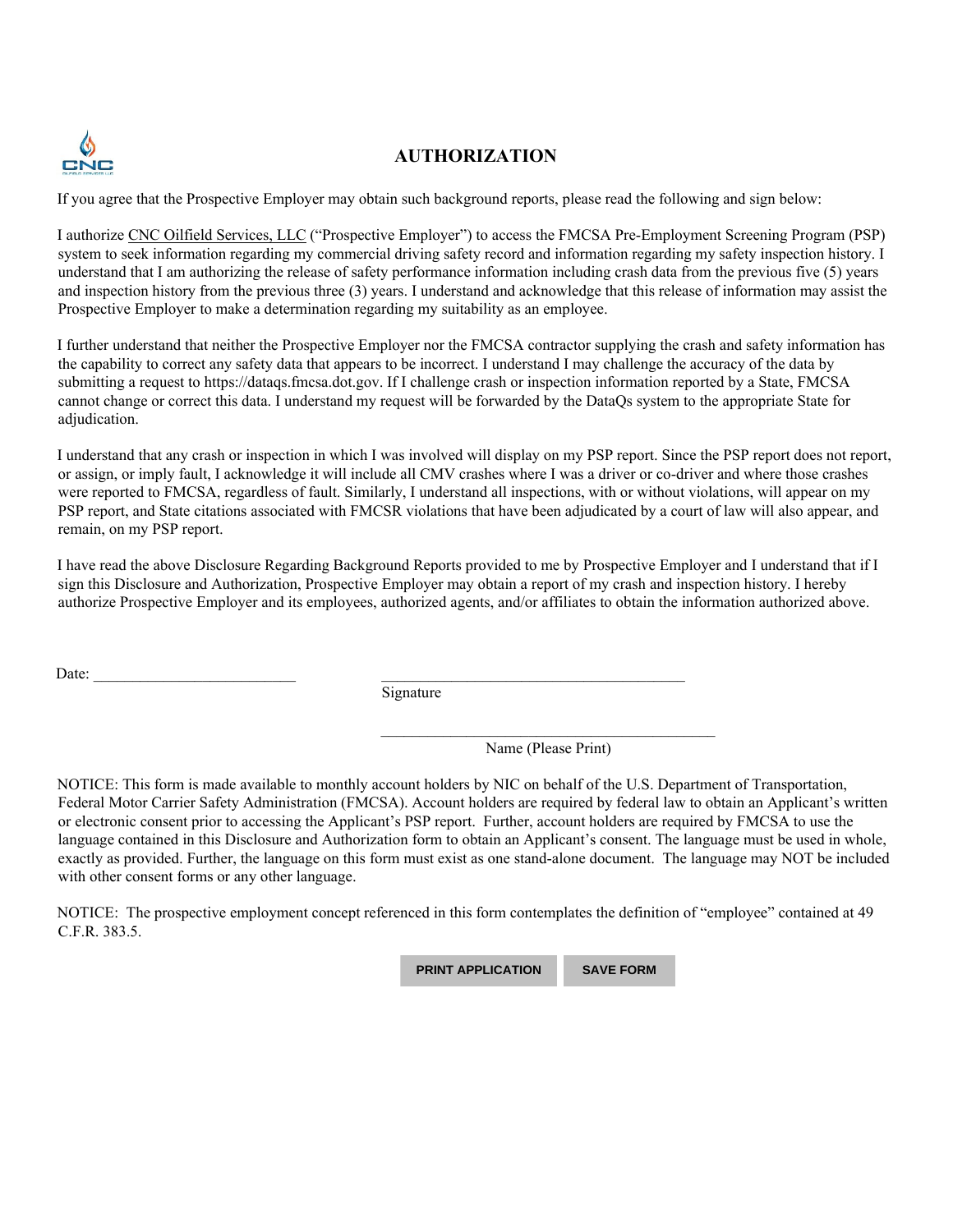# AUTHORIZATION

If you agree that the Prospective Employer may obtain such background reports, please read the following and sign below:

I authorize CNC Oilfield Services, LLC ("Prospective Employer") to access the FMCSA Pre-Employment Screening Program (PSP) system to seek information regarding my commercial driving safety record and information regarding my safety inspection history. I understand that I am authorizing the release of safety performance information including crash data from the previous five (5) years and inspection history from the previous three (3) years. I understand and acknowledge that this release of information may assist the Prospective Employer to make a determination regarding my suitability as an employee.

I further understand that neither the Prospective Employer nor the FMCSA contractor supplying the crash and safety information has the capability to correct any safety data that appears to be incorrect. I understand I may challenge the accuracy of the data by submitting a request to https://dataqs.fmcsa.dot.gov. If I challenge crash or inspection information reported by a State, FMCSA cannot change or correct this data. I understand my request will be forwarded by the DataQs system to the appropriate State for adjudication.

I understand that any crash or inspection in which I was involved will display on my PSP report. Since the PSP report does not report, or assign, or imply fault, I acknowledge it will include all CMV crashes where I was a driver or co-driver and where those crashes were reported to FMCSA, regardless of fault. Similarly, I understand all inspections, with or without violations, will appear on my PSP report, and State citations associated with FMCSR violations that have been adjudicated by a court of law will also appear, and remain, on my PSP report.

I have read the above Disclosure Regarding Background Reports provided to me by Prospective Employer and I understand that if I sign this Disclosure and Authorization, Prospective Employer may obtain a report of my crash and inspection history. I hereby authorize Prospective Employer and its employees, authorized agents, and/or affiliates to obtain the information authorized above.

Date: __________________________ ________________________________________
Signature

________________________________________
Name (Please Print)

NOTICE: This form is made available to monthly account holders by NIC on behalf of the U.S. Department of Transportation, Federal Motor Carrier Safety Administration (FMCSA). Account holders are required by federal law to obtain an Applicant's written or electronic consent prior to accessing the Applicant's PSP report. Further, account holders are required by FMCSA to use the language contained in this Disclosure and Authorization form to obtain an Applicant's consent. The language must be used in whole, exactly as provided. Further, the language on this form must exist as one stand-alone document. The language may NOT be included with other consent forms or any other language.

NOTICE: The prospective employment concept referenced in this form contemplates the definition of "employee" contained at 49 C.F.R. 383.5.

PRINT APPLICATION SAVE FORM